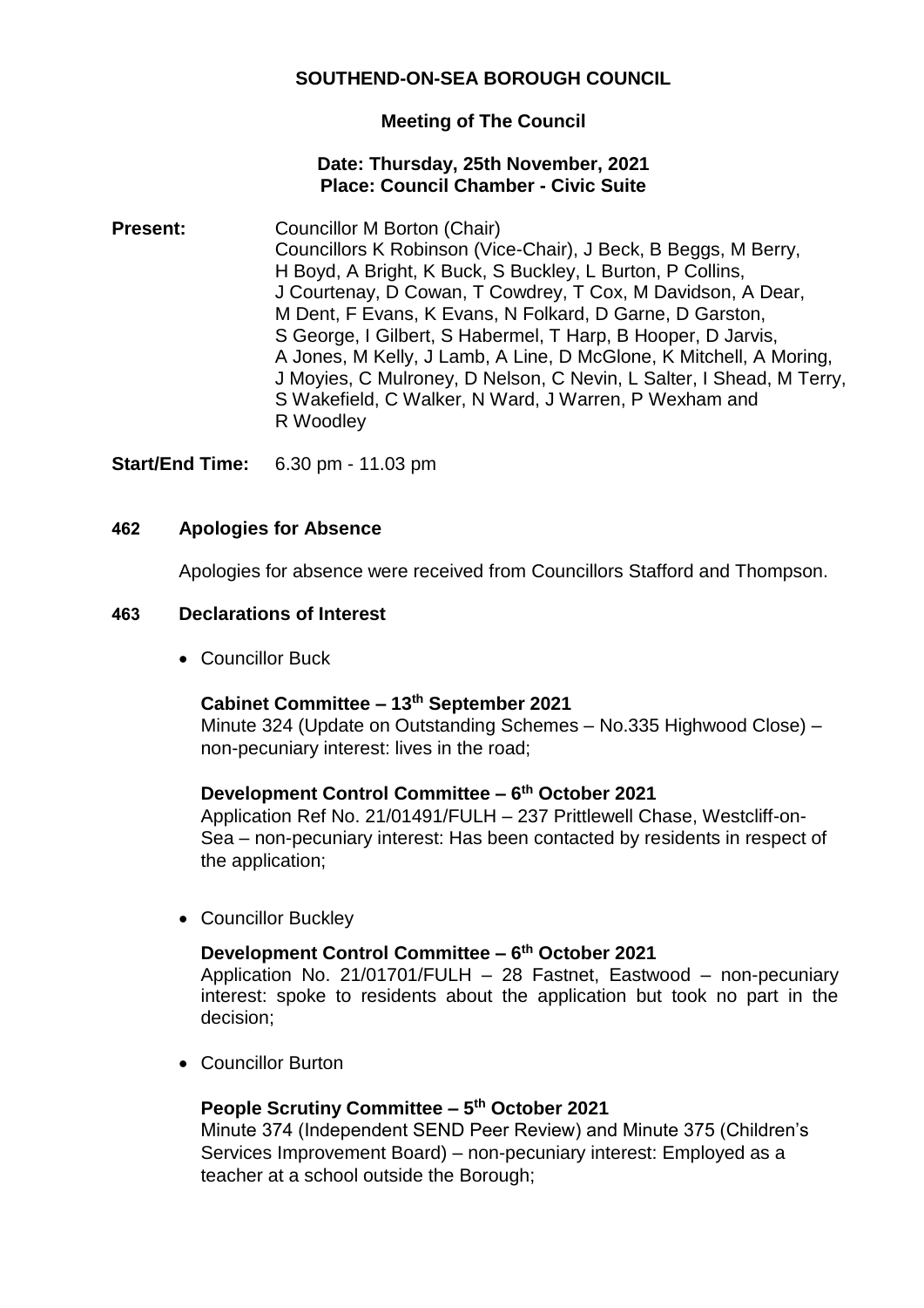# SOUTHEND-ON-SEA BOROUGH COUNCIL

## Meeting of The Council

**Date: Thursday, 25th November, 2021**
**Place: Council Chamber - Civic Suite**

**Present:** Councillor M Borton (Chair)
Councillors K Robinson (Vice-Chair), J Beck, B Beggs, M Berry, H Boyd, A Bright, K Buck, S Buckley, L Burton, P Collins, J Courtenay, D Cowan, T Cowdrey, T Cox, M Davidson, A Dear, M Dent, F Evans, K Evans, N Folkard, D Garne, D Garston, S George, I Gilbert, S Habermel, T Harp, B Hooper, D Jarvis, A Jones, M Kelly, J Lamb, A Line, D McGlone, K Mitchell, A Moring, J Moyies, C Mulroney, D Nelson, C Nevin, L Salter, I Shead, M Terry, S Wakefield, C Walker, N Ward, J Warren, P Wexham and R Woodley

**Start/End Time:** 6.30 pm - 11.03 pm

### 462 Apologies for Absence

Apologies for absence were received from Councillors Stafford and Thompson.

### 463 Declarations of Interest

- Councillor Buck

  **Cabinet Committee – 13th September 2021**
  Minute 324 (Update on Outstanding Schemes – No.335 Highwood Close) – non-pecuniary interest: lives in the road;

  **Development Control Committee – 6th October 2021**
  Application Ref No. 21/01491/FULH – 237 Prittlewell Chase, Westcliff-on-Sea – non-pecuniary interest: Has been contacted by residents in respect of the application;

- Councillor Buckley

  **Development Control Committee – 6th October 2021**
  Application No. 21/01701/FULH – 28 Fastnet, Eastwood – non-pecuniary interest: spoke to residents about the application but took no part in the decision;

- Councillor Burton

  **People Scrutiny Committee – 5th October 2021**
  Minute 374 (Independent SEND Peer Review) and Minute 375 (Children's Services Improvement Board) – non-pecuniary interest: Employed as a teacher at a school outside the Borough;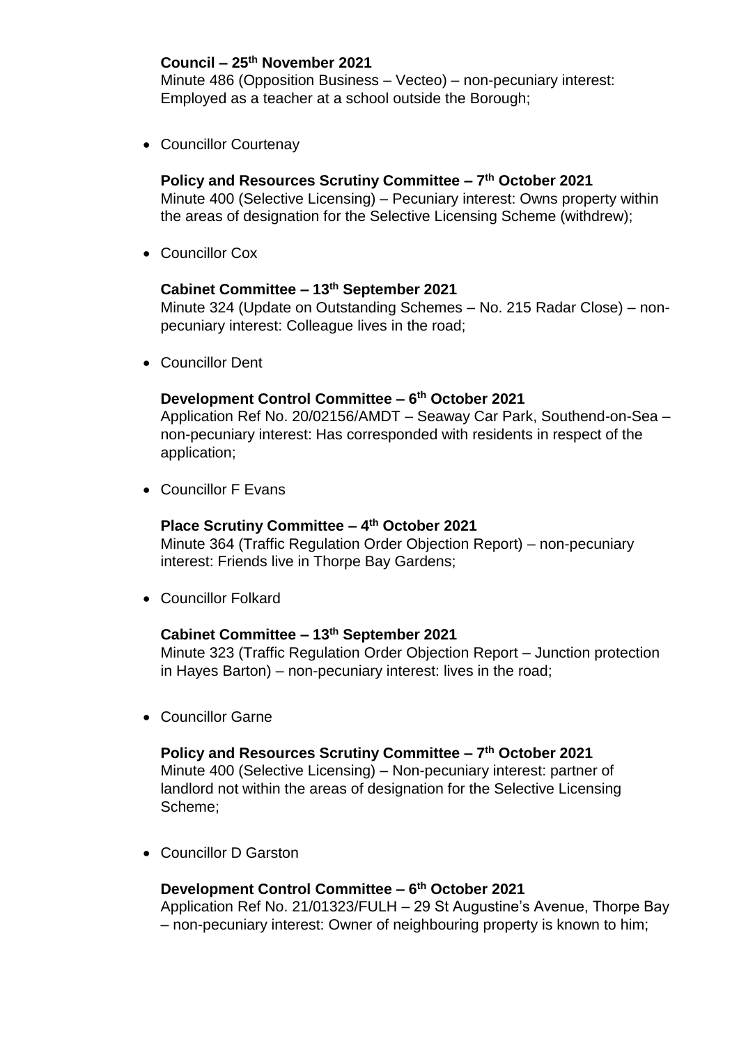**Council – 25th November 2021**
Minute 486 (Opposition Business – Vecteo) – non-pecuniary interest: Employed as a teacher at a school outside the Borough;

- Councillor Courtenay

  **Policy and Resources Scrutiny Committee – 7th October 2021**
  Minute 400 (Selective Licensing) – Pecuniary interest: Owns property within the areas of designation for the Selective Licensing Scheme (withdrew);

- Councillor Cox

  **Cabinet Committee – 13th September 2021**
  Minute 324 (Update on Outstanding Schemes – No. 215 Radar Close) – non-pecuniary interest: Colleague lives in the road;

- Councillor Dent

  **Development Control Committee – 6th October 2021**
  Application Ref No. 20/02156/AMDT – Seaway Car Park, Southend-on-Sea – non-pecuniary interest: Has corresponded with residents in respect of the application;

- Councillor F Evans

  **Place Scrutiny Committee – 4th October 2021**
  Minute 364 (Traffic Regulation Order Objection Report) – non-pecuniary interest: Friends live in Thorpe Bay Gardens;

- Councillor Folkard

  **Cabinet Committee – 13th September 2021**
  Minute 323 (Traffic Regulation Order Objection Report – Junction protection in Hayes Barton) – non-pecuniary interest: lives in the road;

- Councillor Garne

  **Policy and Resources Scrutiny Committee – 7th October 2021**
  Minute 400 (Selective Licensing) – Non-pecuniary interest: partner of landlord not within the areas of designation for the Selective Licensing Scheme;

- Councillor D Garston

  **Development Control Committee – 6th October 2021**
  Application Ref No. 21/01323/FULH – 29 St Augustine's Avenue, Thorpe Bay – non-pecuniary interest: Owner of neighbouring property is known to him;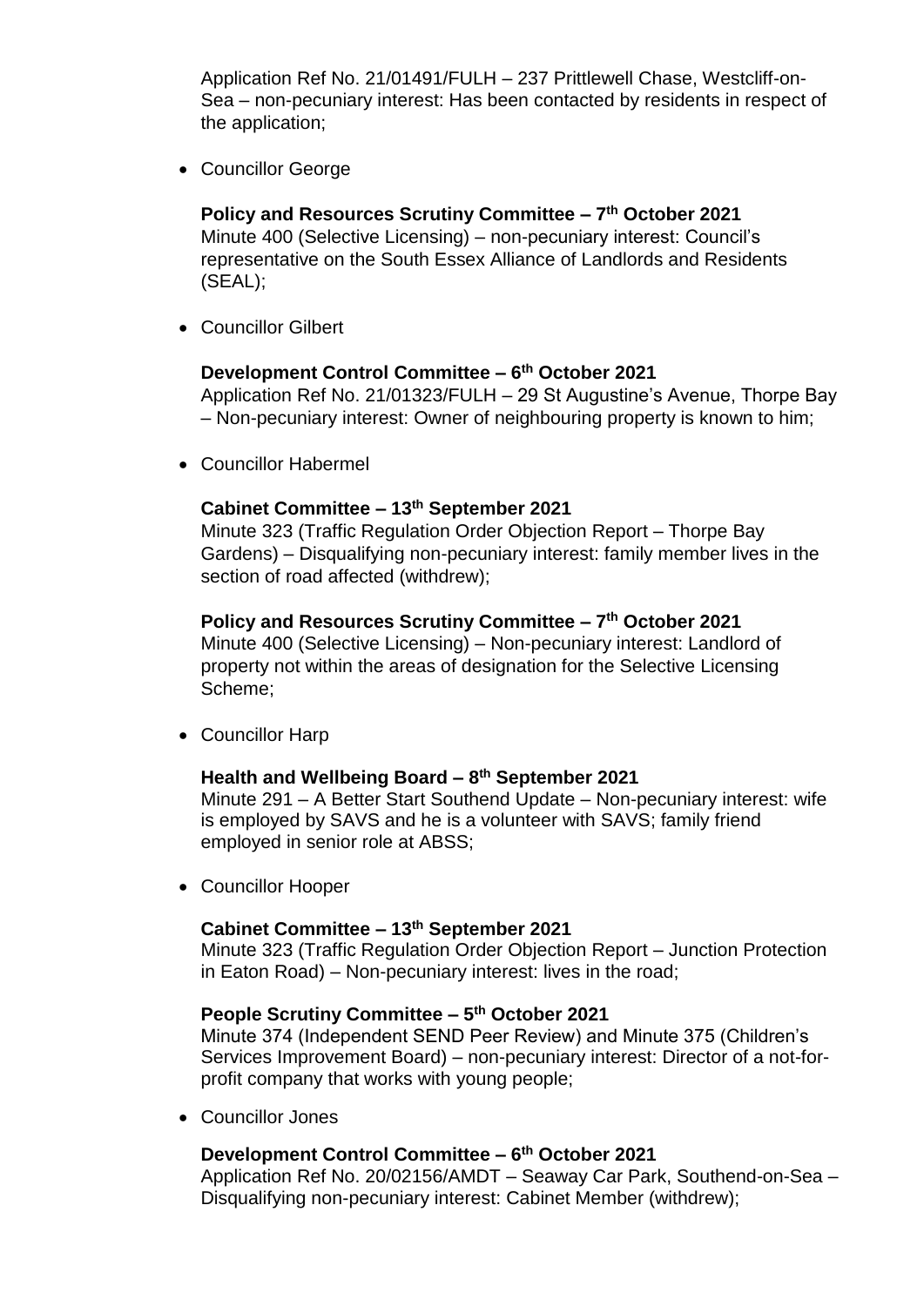Application Ref No. 21/01491/FULH – 237 Prittlewell Chase, Westcliff-on-Sea – non-pecuniary interest: Has been contacted by residents in respect of the application;

- Councillor George

  **Policy and Resources Scrutiny Committee – 7th October 2021**
  Minute 400 (Selective Licensing) – non-pecuniary interest: Council's representative on the South Essex Alliance of Landlords and Residents (SEAL);

- Councillor Gilbert

  **Development Control Committee – 6th October 2021**
  Application Ref No. 21/01323/FULH – 29 St Augustine's Avenue, Thorpe Bay – Non-pecuniary interest: Owner of neighbouring property is known to him;

- Councillor Habermel

  **Cabinet Committee – 13th September 2021**
  Minute 323 (Traffic Regulation Order Objection Report – Thorpe Bay Gardens) – Disqualifying non-pecuniary interest: family member lives in the section of road affected (withdrew);

  **Policy and Resources Scrutiny Committee – 7th October 2021**
  Minute 400 (Selective Licensing) – Non-pecuniary interest: Landlord of property not within the areas of designation for the Selective Licensing Scheme;

- Councillor Harp

  **Health and Wellbeing Board – 8th September 2021**
  Minute 291 – A Better Start Southend Update – Non-pecuniary interest: wife is employed by SAVS and he is a volunteer with SAVS; family friend employed in senior role at ABSS;

- Councillor Hooper

  **Cabinet Committee – 13th September 2021**
  Minute 323 (Traffic Regulation Order Objection Report – Junction Protection in Eaton Road) – Non-pecuniary interest: lives in the road;

  **People Scrutiny Committee – 5th October 2021**
  Minute 374 (Independent SEND Peer Review) and Minute 375 (Children's Services Improvement Board) – non-pecuniary interest: Director of a not-for-profit company that works with young people;

- Councillor Jones

  **Development Control Committee – 6th October 2021**
  Application Ref No. 20/02156/AMDT – Seaway Car Park, Southend-on-Sea – Disqualifying non-pecuniary interest: Cabinet Member (withdrew);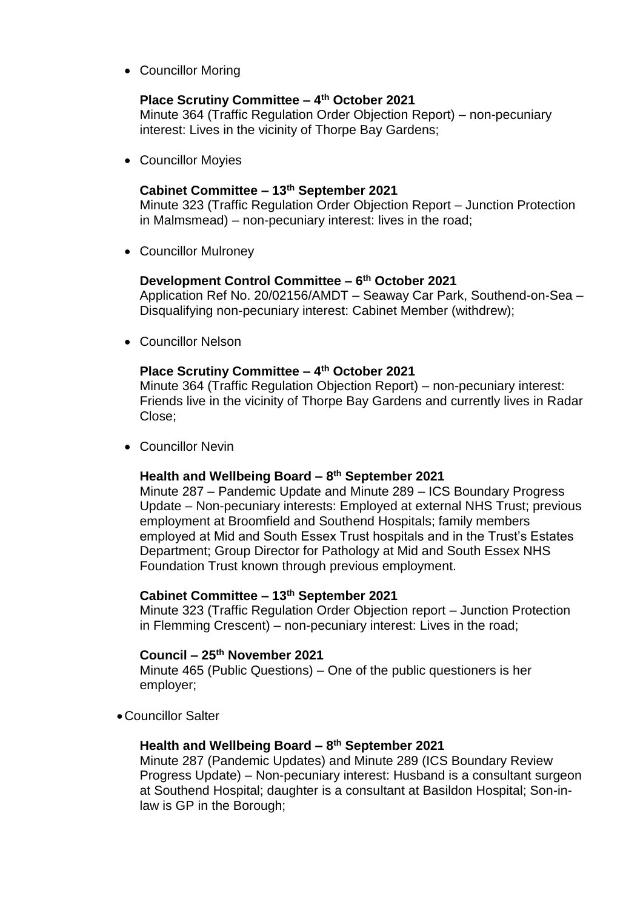- Councillor Moring

  **Place Scrutiny Committee – 4th October 2021**
  Minute 364 (Traffic Regulation Order Objection Report) – non-pecuniary interest: Lives in the vicinity of Thorpe Bay Gardens;

- Councillor Moyies

  **Cabinet Committee – 13th September 2021**
  Minute 323 (Traffic Regulation Order Objection Report – Junction Protection in Malmsmead) – non-pecuniary interest: lives in the road;

- Councillor Mulroney

  **Development Control Committee – 6th October 2021**
  Application Ref No. 20/02156/AMDT – Seaway Car Park, Southend-on-Sea – Disqualifying non-pecuniary interest: Cabinet Member (withdrew);

- Councillor Nelson

  **Place Scrutiny Committee – 4th October 2021**
  Minute 364 (Traffic Regulation Objection Report) – non-pecuniary interest: Friends live in the vicinity of Thorpe Bay Gardens and currently lives in Radar Close;

- Councillor Nevin

  **Health and Wellbeing Board – 8th September 2021**
  Minute 287 – Pandemic Update and Minute 289 – ICS Boundary Progress Update – Non-pecuniary interests: Employed at external NHS Trust; previous employment at Broomfield and Southend Hospitals; family members employed at Mid and South Essex Trust hospitals and in the Trust's Estates Department; Group Director for Pathology at Mid and South Essex NHS Foundation Trust known through previous employment.

  **Cabinet Committee – 13th September 2021**
  Minute 323 (Traffic Regulation Order Objection report – Junction Protection in Flemming Crescent) – non-pecuniary interest: Lives in the road;

  **Council – 25th November 2021**
  Minute 465 (Public Questions) – One of the public questioners is her employer;

- Councillor Salter

  **Health and Wellbeing Board – 8th September 2021**
  Minute 287 (Pandemic Updates) and Minute 289 (ICS Boundary Review Progress Update) – Non-pecuniary interest: Husband is a consultant surgeon at Southend Hospital; daughter is a consultant at Basildon Hospital; Son-in-law is GP in the Borough;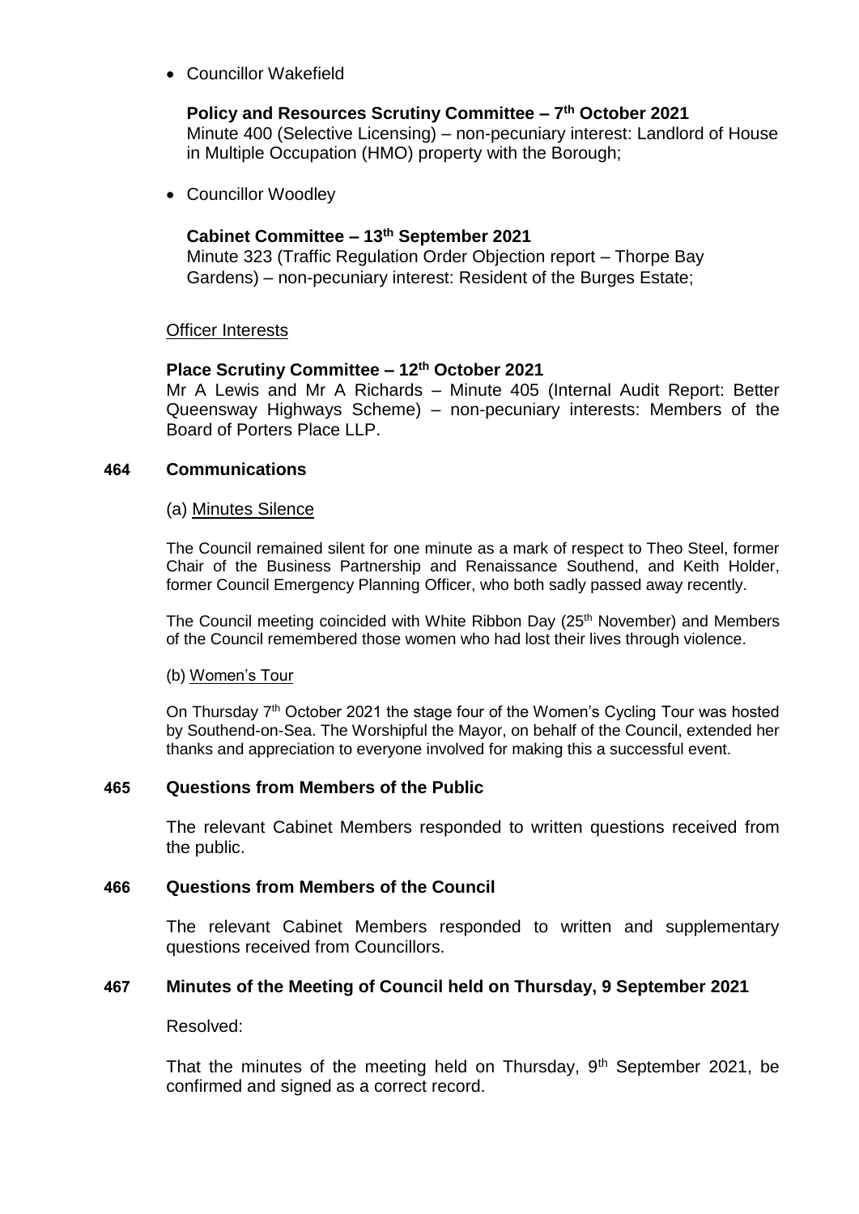- Councillor Wakefield

  **Policy and Resources Scrutiny Committee – 7th October 2021**
  Minute 400 (Selective Licensing) – non-pecuniary interest: Landlord of House in Multiple Occupation (HMO) property with the Borough;

- Councillor Woodley

  **Cabinet Committee – 13th September 2021**
  Minute 323 (Traffic Regulation Order Objection report – Thorpe Bay Gardens) – non-pecuniary interest: Resident of the Burges Estate;

Officer Interests

**Place Scrutiny Committee – 12th October 2021**
Mr A Lewis and Mr A Richards – Minute 405 (Internal Audit Report: Better Queensway Highways Scheme) – non-pecuniary interests: Members of the Board of Porters Place LLP.

## 464 Communications

(a) Minutes Silence

The Council remained silent for one minute as a mark of respect to Theo Steel, former Chair of the Business Partnership and Renaissance Southend, and Keith Holder, former Council Emergency Planning Officer, who both sadly passed away recently.

The Council meeting coincided with White Ribbon Day (25th November) and Members of the Council remembered those women who had lost their lives through violence.

(b) Women's Tour

On Thursday 7th October 2021 the stage four of the Women's Cycling Tour was hosted by Southend-on-Sea. The Worshipful the Mayor, on behalf of the Council, extended her thanks and appreciation to everyone involved for making this a successful event.

## 465 Questions from Members of the Public

The relevant Cabinet Members responded to written questions received from the public.

## 466 Questions from Members of the Council

The relevant Cabinet Members responded to written and supplementary questions received from Councillors.

## 467 Minutes of the Meeting of Council held on Thursday, 9 September 2021

Resolved:

That the minutes of the meeting held on Thursday, 9th September 2021, be confirmed and signed as a correct record.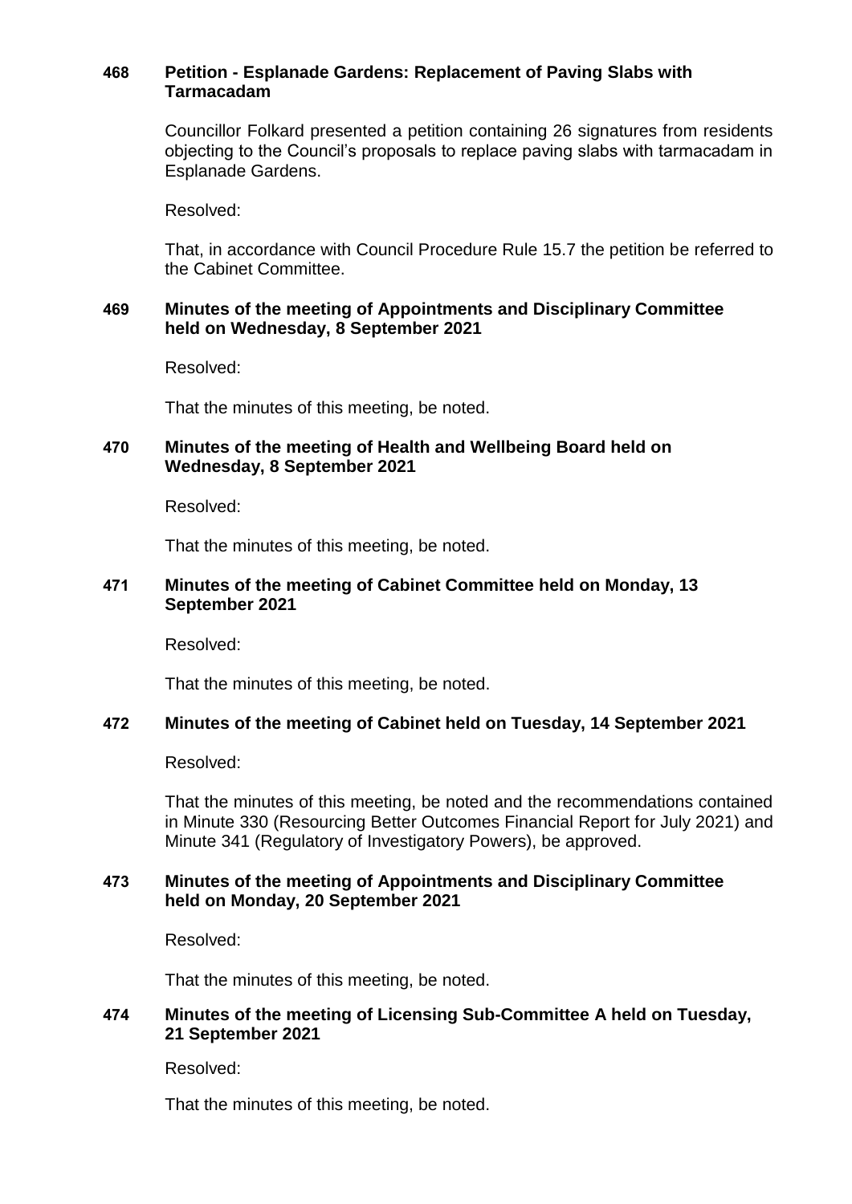### 468 Petition - Esplanade Gardens: Replacement of Paving Slabs with Tarmacadam

Councillor Folkard presented a petition containing 26 signatures from residents objecting to the Council's proposals to replace paving slabs with tarmacadam in Esplanade Gardens.

Resolved:

That, in accordance with Council Procedure Rule 15.7 the petition be referred to the Cabinet Committee.

### 469 Minutes of the meeting of Appointments and Disciplinary Committee held on Wednesday, 8 September 2021

Resolved:

That the minutes of this meeting, be noted.

### 470 Minutes of the meeting of Health and Wellbeing Board held on Wednesday, 8 September 2021

Resolved:

That the minutes of this meeting, be noted.

### 471 Minutes of the meeting of Cabinet Committee held on Monday, 13 September 2021

Resolved:

That the minutes of this meeting, be noted.

### 472 Minutes of the meeting of Cabinet held on Tuesday, 14 September 2021

Resolved:

That the minutes of this meeting, be noted and the recommendations contained in Minute 330 (Resourcing Better Outcomes Financial Report for July 2021) and Minute 341 (Regulatory of Investigatory Powers), be approved.

### 473 Minutes of the meeting of Appointments and Disciplinary Committee held on Monday, 20 September 2021

Resolved:

That the minutes of this meeting, be noted.

### 474 Minutes of the meeting of Licensing Sub-Committee A held on Tuesday, 21 September 2021

Resolved:

That the minutes of this meeting, be noted.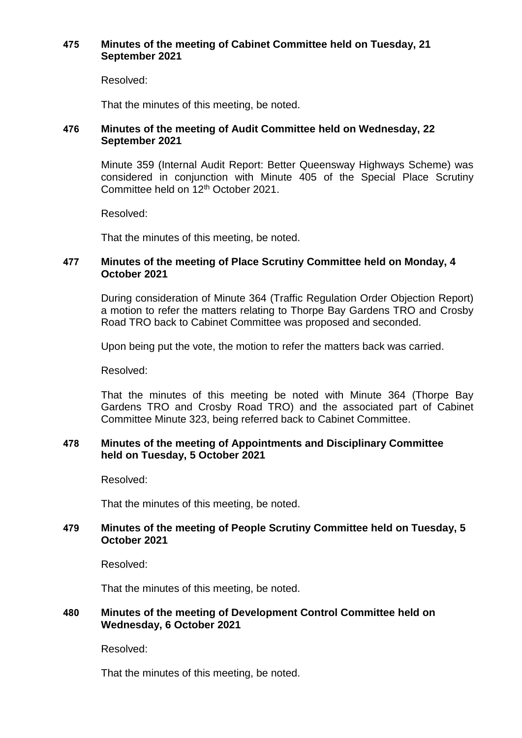### 475 Minutes of the meeting of Cabinet Committee held on Tuesday, 21 September 2021

Resolved:

That the minutes of this meeting, be noted.

### 476 Minutes of the meeting of Audit Committee held on Wednesday, 22 September 2021

Minute 359 (Internal Audit Report: Better Queensway Highways Scheme) was considered in conjunction with Minute 405 of the Special Place Scrutiny Committee held on 12th October 2021.

Resolved:

That the minutes of this meeting, be noted.

### 477 Minutes of the meeting of Place Scrutiny Committee held on Monday, 4 October 2021

During consideration of Minute 364 (Traffic Regulation Order Objection Report) a motion to refer the matters relating to Thorpe Bay Gardens TRO and Crosby Road TRO back to Cabinet Committee was proposed and seconded.

Upon being put the vote, the motion to refer the matters back was carried.

Resolved:

That the minutes of this meeting be noted with Minute 364 (Thorpe Bay Gardens TRO and Crosby Road TRO) and the associated part of Cabinet Committee Minute 323, being referred back to Cabinet Committee.

### 478 Minutes of the meeting of Appointments and Disciplinary Committee held on Tuesday, 5 October 2021

Resolved:

That the minutes of this meeting, be noted.

### 479 Minutes of the meeting of People Scrutiny Committee held on Tuesday, 5 October 2021

Resolved:

That the minutes of this meeting, be noted.

### 480 Minutes of the meeting of Development Control Committee held on Wednesday, 6 October 2021

Resolved:

That the minutes of this meeting, be noted.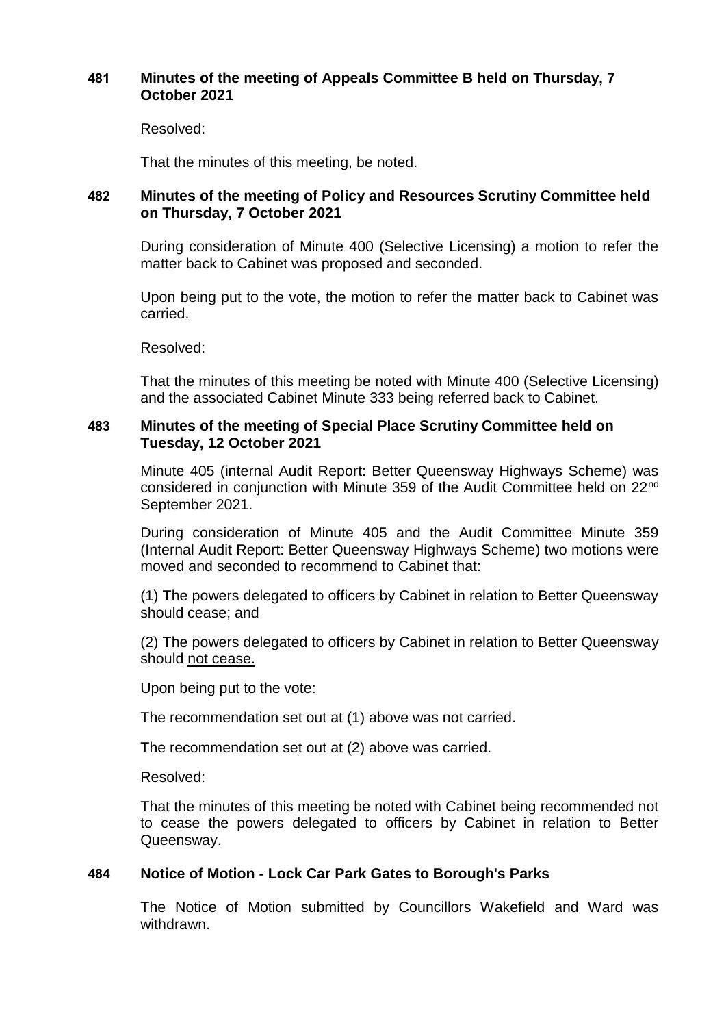### 481 Minutes of the meeting of Appeals Committee B held on Thursday, 7 October 2021

Resolved:

That the minutes of this meeting, be noted.

### 482 Minutes of the meeting of Policy and Resources Scrutiny Committee held on Thursday, 7 October 2021

During consideration of Minute 400 (Selective Licensing) a motion to refer the matter back to Cabinet was proposed and seconded.

Upon being put to the vote, the motion to refer the matter back to Cabinet was carried.

Resolved:

That the minutes of this meeting be noted with Minute 400 (Selective Licensing) and the associated Cabinet Minute 333 being referred back to Cabinet.

### 483 Minutes of the meeting of Special Place Scrutiny Committee held on Tuesday, 12 October 2021

Minute 405 (internal Audit Report: Better Queensway Highways Scheme) was considered in conjunction with Minute 359 of the Audit Committee held on 22nd September 2021.

During consideration of Minute 405 and the Audit Committee Minute 359 (Internal Audit Report: Better Queensway Highways Scheme) two motions were moved and seconded to recommend to Cabinet that:

(1) The powers delegated to officers by Cabinet in relation to Better Queensway should cease; and

(2) The powers delegated to officers by Cabinet in relation to Better Queensway should not cease.

Upon being put to the vote:

The recommendation set out at (1) above was not carried.

The recommendation set out at (2) above was carried.

Resolved:

That the minutes of this meeting be noted with Cabinet being recommended not to cease the powers delegated to officers by Cabinet in relation to Better Queensway.

### 484 Notice of Motion - Lock Car Park Gates to Borough's Parks

The Notice of Motion submitted by Councillors Wakefield and Ward was withdrawn.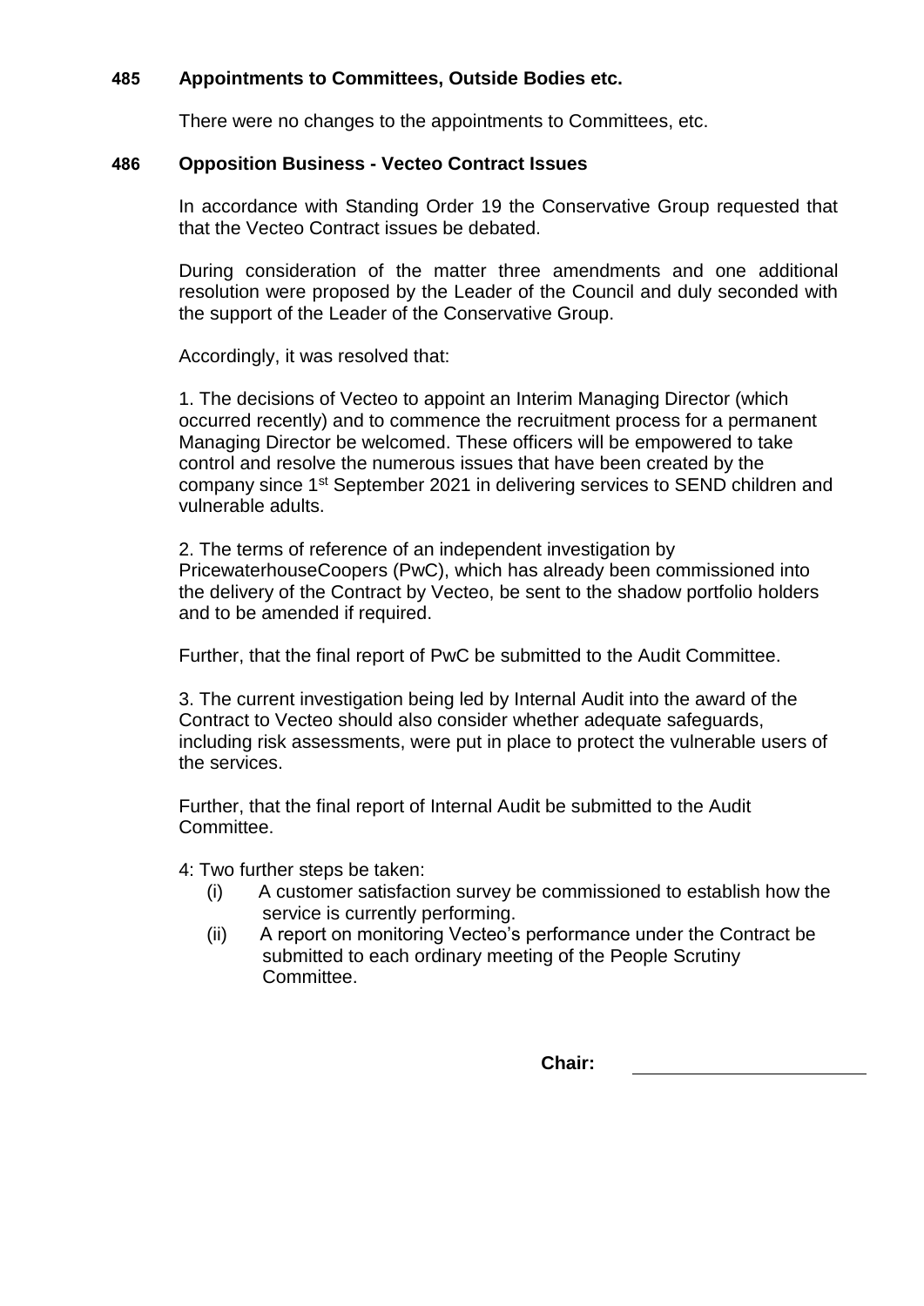### 485 Appointments to Committees, Outside Bodies etc.

There were no changes to the appointments to Committees, etc.

### 486 Opposition Business - Vecteo Contract Issues

In accordance with Standing Order 19 the Conservative Group requested that that the Vecteo Contract issues be debated.

During consideration of the matter three amendments and one additional resolution were proposed by the Leader of the Council and duly seconded with the support of the Leader of the Conservative Group.

Accordingly, it was resolved that:

1. The decisions of Vecteo to appoint an Interim Managing Director (which occurred recently) and to commence the recruitment process for a permanent Managing Director be welcomed. These officers will be empowered to take control and resolve the numerous issues that have been created by the company since 1st September 2021 in delivering services to SEND children and vulnerable adults.

2. The terms of reference of an independent investigation by PricewaterhouseCoopers (PwC), which has already been commissioned into the delivery of the Contract by Vecteo, be sent to the shadow portfolio holders and to be amended if required.

Further, that the final report of PwC be submitted to the Audit Committee.

3. The current investigation being led by Internal Audit into the award of the Contract to Vecteo should also consider whether adequate safeguards, including risk assessments, were put in place to protect the vulnerable users of the services.

Further, that the final report of Internal Audit be submitted to the Audit Committee.

4: Two further steps be taken:

(i) A customer satisfaction survey be commissioned to establish how the service is currently performing.

(ii) A report on monitoring Vecteo's performance under the Contract be submitted to each ordinary meeting of the People Scrutiny Committee.

**Chair:** ______________________